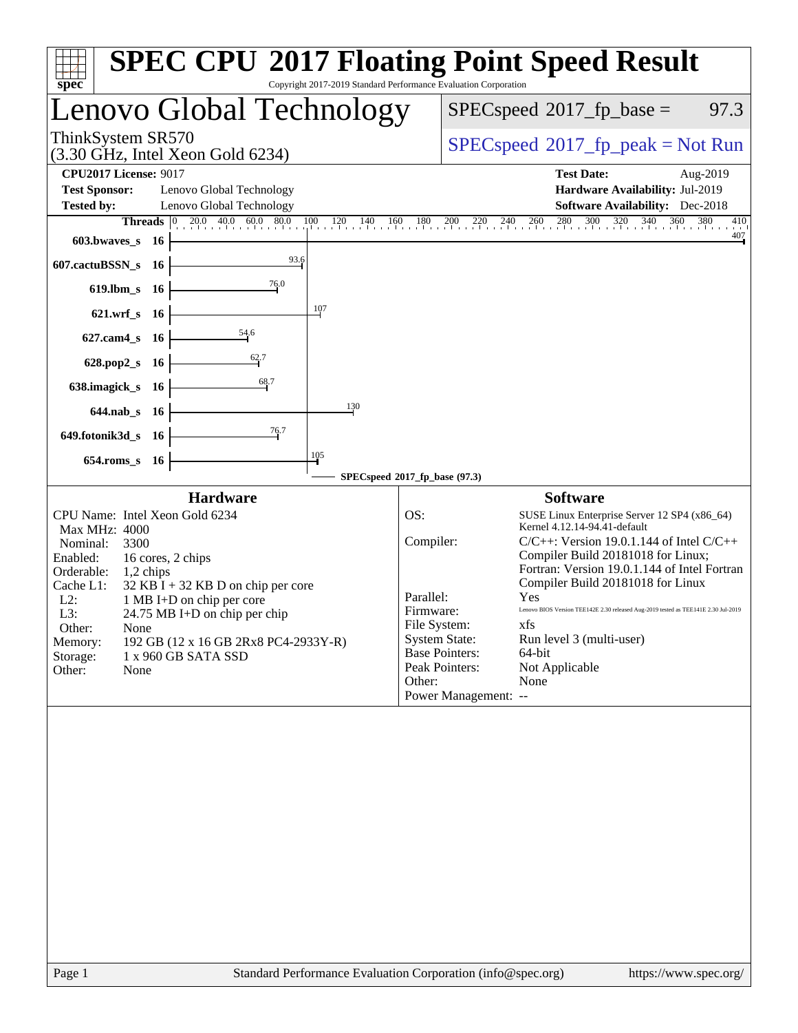# SPEC CPU 2017 Floating Point Speed Result

Copyright 2017-2019 Standard Performance Evaluation Corporation

## Lenovo Global Technology

ThinkSystem SR570
(3.30 GHz, Intel Xeon Gold 6234)

SPECspeed 2017_fp_base = 97.3

SPECspeed 2017_fp_peak = Not Run

**CPU2017 License:** 9017
**Test Sponsor:** Lenovo Global Technology
**Tested by:** Lenovo Global Technology

**Test Date:** Aug-2019
**Hardware Availability:** Jul-2019
**Software Availability:** Dec-2018

| Benchmark | Threads | SPECspeed 2017_fp_base |
|---|---|---|
| 603.bwaves_s | 16 | 407 |
| 607.cactuBSSN_s | 16 | 93.6 |
| 619.lbm_s | 16 | 76.0 |
| 621.wrf_s | 16 | 107 |
| 627.cam4_s | 16 | 54.6 |
| 628.pop2_s | 16 | 62.7 |
| 638.imagick_s | 16 | 68.7 |
| 644.nab_s | 16 | 130 |
| 649.fotonik3d_s | 16 | 76.7 |
| 654.roms_s | 16 | 105 |

SPECspeed 2017_fp_base (97.3)

### Hardware

| | |
|---|---|
| CPU Name: | Intel Xeon Gold 6234 |
| Max MHz: | 4000 |
| Nominal: | 3300 |
| Enabled: | 16 cores, 2 chips |
| Orderable: | 1,2 chips |
| Cache L1: | 32 KB I + 32 KB D on chip per core |
| L2: | 1 MB I+D on chip per core |
| L3: | 24.75 MB I+D on chip per chip |
| Other: | None |
| Memory: | 192 GB (12 x 16 GB 2Rx8 PC4-2933Y-R) |
| Storage: | 1 x 960 GB SATA SSD |
| Other: | None |

### Software

| | |
|---|---|
| OS: | SUSE Linux Enterprise Server 12 SP4 (x86_64) Kernel 4.12.14-94.41-default |
| Compiler: | C/C++: Version 19.0.1.144 of Intel C/C++ Compiler Build 20181018 for Linux; Fortran: Version 19.0.1.144 of Intel Fortran Compiler Build 20181018 for Linux |
| Parallel: | Yes |
| Firmware: | Lenovo BIOS Version TEE142E 2.30 released Aug-2019 tested as TEE141E 2.30 Jul-2019 |
| File System: | xfs |
| System State: | Run level 3 (multi-user) |
| Base Pointers: | 64-bit |
| Peak Pointers: | Not Applicable |
| Other: | None |
| Power Management: | -- |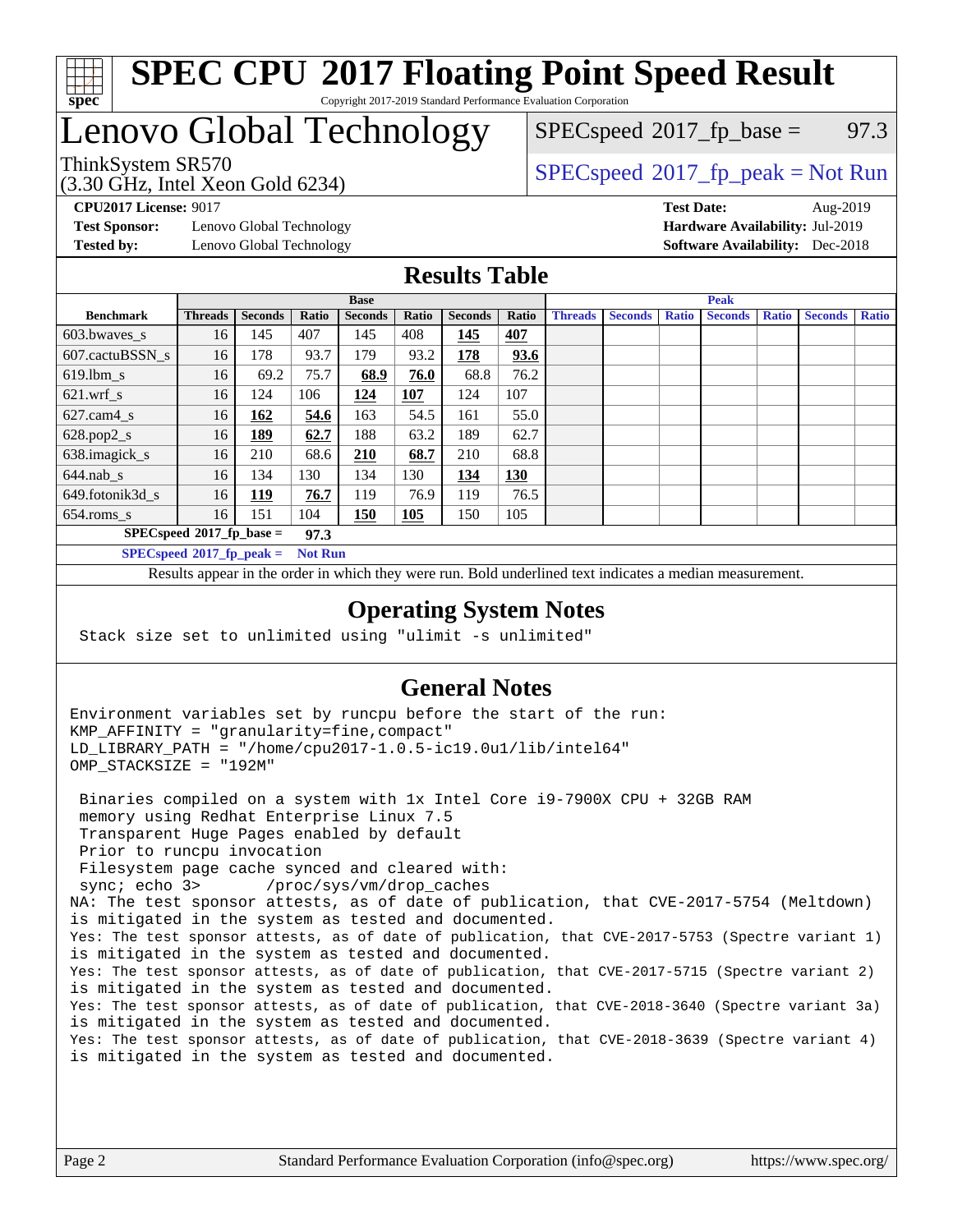# SPEC CPU 2017 Floating Point Speed Result

Copyright 2017-2019 Standard Performance Evaluation Corporation

# Lenovo Global Technology

ThinkSystem SR570
(3.30 GHz, Intel Xeon Gold 6234)

SPECspeed 2017_fp_base = 97.3

SPECspeed 2017_fp_peak = Not Run

**CPU2017 License:** 9017
**Test Sponsor:** Lenovo Global Technology
**Tested by:** Lenovo Global Technology

**Test Date:** Aug-2019
**Hardware Availability:** Jul-2019
**Software Availability:** Dec-2018

## Results Table

| Benchmark | Base | | | | | | | Peak | | | | | | |
|---|---|---|---|---|---|---|---|---|---|---|---|---|---|---|
| | Threads | Seconds | Ratio | Seconds | Ratio | Seconds | Ratio | Threads | Seconds | Ratio | Seconds | Ratio | Seconds | Ratio |
| 603.bwaves_s | 16 | 145 | 407 | 145 | 408 | **145** | **407** | | | | | | | |
| 607.cactuBSSN_s | 16 | 178 | 93.7 | 179 | 93.2 | **178** | **93.6** | | | | | | | |
| 619.lbm_s | 16 | 69.2 | 75.7 | **68.9** | **76.0** | 68.8 | 76.2 | | | | | | | |
| 621.wrf_s | 16 | 124 | 106 | **124** | **107** | 124 | 107 | | | | | | | |
| 627.cam4_s | 16 | **162** | **54.6** | 163 | 54.5 | 161 | 55.0 | | | | | | | |
| 628.pop2_s | 16 | **189** | **62.7** | 188 | 63.2 | 189 | 62.7 | | | | | | | |
| 638.imagick_s | 16 | 210 | 68.6 | **210** | **68.7** | 210 | 68.8 | | | | | | | |
| 644.nab_s | 16 | 134 | 130 | 134 | 130 | **134** | **130** | | | | | | | |
| 649.fotonik3d_s | 16 | **119** | **76.7** | 119 | 76.9 | 119 | 76.5 | | | | | | | |
| 654.roms_s | 16 | 151 | 104 | **150** | **105** | 150 | 105 | | | | | | | |

**SPECspeed 2017_fp_base = 97.3**

**SPECspeed 2017_fp_peak = Not Run**

Results appear in the order in which they were run. Bold underlined text indicates a median measurement.

## Operating System Notes

```
Stack size set to unlimited using "ulimit -s unlimited"
```

## General Notes

```
Environment variables set by runcpu before the start of the run:
KMP_AFFINITY = "granularity=fine,compact"
LD_LIBRARY_PATH = "/home/cpu2017-1.0.5-ic19.0u1/lib/intel64"
OMP_STACKSIZE = "192M"

 Binaries compiled on a system with 1x Intel Core i9-7900X CPU + 32GB RAM
 memory using Redhat Enterprise Linux 7.5
 Transparent Huge Pages enabled by default
 Prior to runcpu invocation
 Filesystem page cache synced and cleared with:
 sync; echo 3>       /proc/sys/vm/drop_caches
NA: The test sponsor attests, as of date of publication, that CVE-2017-5754 (Meltdown)
is mitigated in the system as tested and documented.
Yes: The test sponsor attests, as of date of publication, that CVE-2017-5753 (Spectre variant 1)
is mitigated in the system as tested and documented.
Yes: The test sponsor attests, as of date of publication, that CVE-2017-5715 (Spectre variant 2)
is mitigated in the system as tested and documented.
Yes: The test sponsor attests, as of date of publication, that CVE-2018-3640 (Spectre variant 3a)
is mitigated in the system as tested and documented.
Yes: The test sponsor attests, as of date of publication, that CVE-2018-3639 (Spectre variant 4)
is mitigated in the system as tested and documented.
```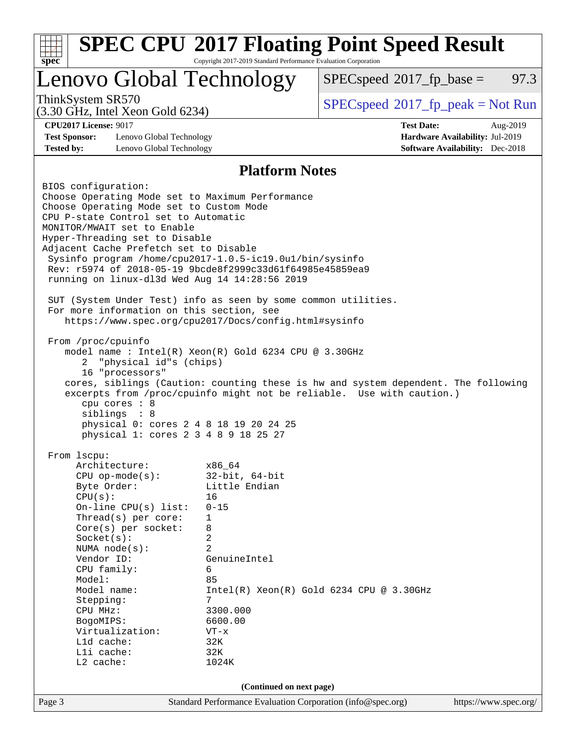# SPEC CPU 2017 Floating Point Speed Result

Copyright 2017-2019 Standard Performance Evaluation Corporation

## Lenovo Global Technology

ThinkSystem SR570
(3.30 GHz, Intel Xeon Gold 6234)

SPECspeed 2017_fp_base = 97.3

SPECspeed 2017_fp_peak = Not Run

**CPU2017 License:** 9017
**Test Sponsor:** Lenovo Global Technology
**Tested by:** Lenovo Global Technology

**Test Date:** Aug-2019
**Hardware Availability:** Jul-2019
**Software Availability:** Dec-2018

### Platform Notes

```
BIOS configuration:
Choose Operating Mode set to Maximum Performance
Choose Operating Mode set to Custom Mode
CPU P-state Control set to Automatic
MONITOR/MWAIT set to Enable
Hyper-Threading set to Disable
Adjacent Cache Prefetch set to Disable
 Sysinfo program /home/cpu2017-1.0.5-ic19.0u1/bin/sysinfo
 Rev: r5974 of 2018-05-19 9bcde8f2999c33d61f64985e45859ea9
 running on linux-dl3d Wed Aug 14 14:28:56 2019

 SUT (System Under Test) info as seen by some common utilities.
 For more information on this section, see
    https://www.spec.org/cpu2017/Docs/config.html#sysinfo

 From /proc/cpuinfo
    model name : Intel(R) Xeon(R) Gold 6234 CPU @ 3.30GHz
       2  "physical id"s (chips)
       16 "processors"
    cores, siblings (Caution: counting these is hw and system dependent. The following
    excerpts from /proc/cpuinfo might not be reliable.  Use with caution.)
       cpu cores : 8
       siblings  : 8
       physical 0: cores 2 4 8 18 19 20 24 25
       physical 1: cores 2 3 4 8 9 18 25 27

 From lscpu:
      Architecture:          x86_64
      CPU op-mode(s):        32-bit, 64-bit
      Byte Order:            Little Endian
      CPU(s):                16
      On-line CPU(s) list:   0-15
      Thread(s) per core:    1
      Core(s) per socket:    8
      Socket(s):             2
      NUMA node(s):          2
      Vendor ID:             GenuineIntel
      CPU family:            6
      Model:                 85
      Model name:            Intel(R) Xeon(R) Gold 6234 CPU @ 3.30GHz
      Stepping:              7
      CPU MHz:               3300.000
      BogoMIPS:              6600.00
      Virtualization:        VT-x
      L1d cache:             32K
      L1i cache:             32K
      L2 cache:              1024K
```

(Continued on next page)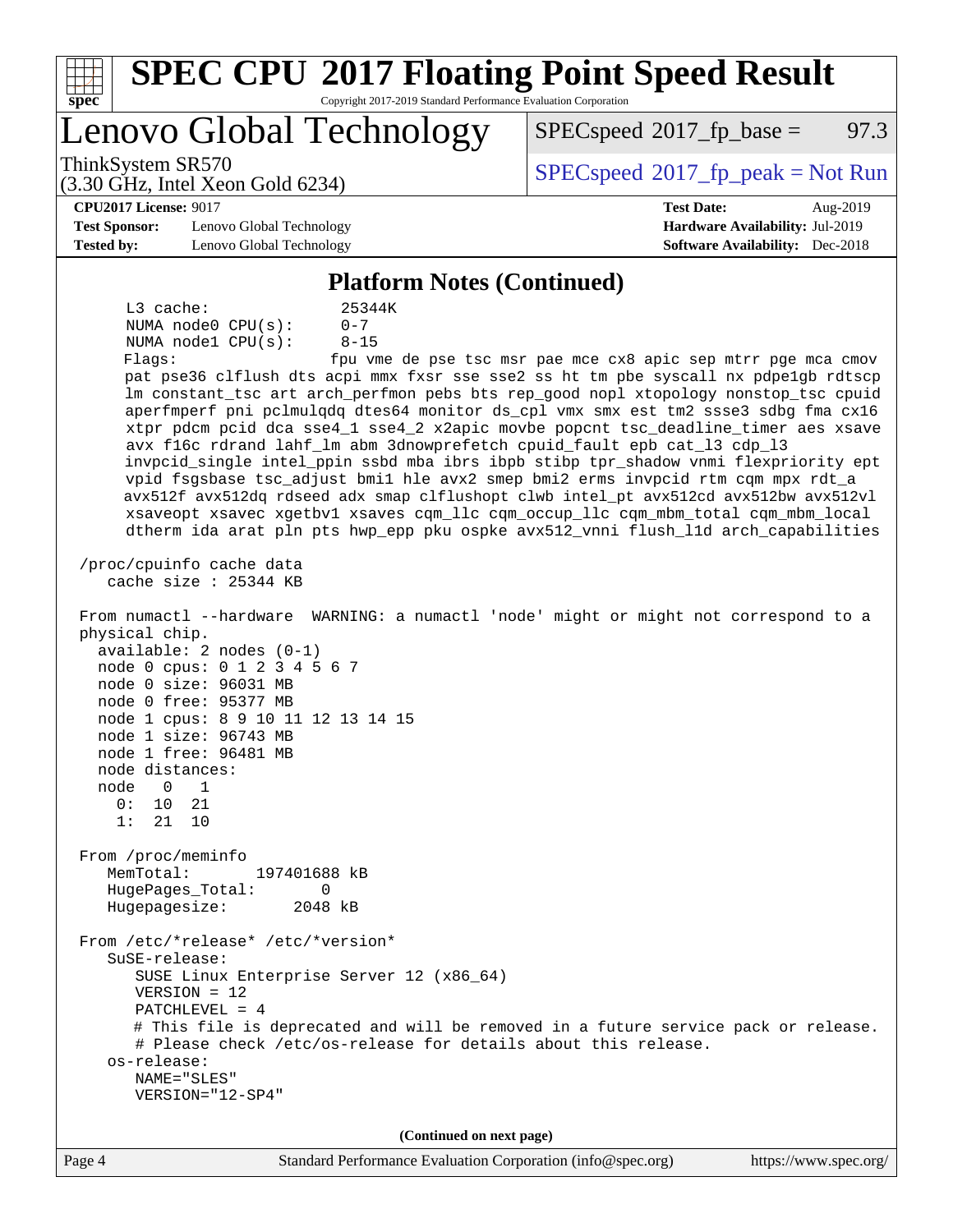# SPEC CPU 2017 Floating Point Speed Result

Copyright 2017-2019 Standard Performance Evaluation Corporation

## Lenovo Global Technology

ThinkSystem SR570 (3.30 GHz, Intel Xeon Gold 6234)

SPECspeed 2017_fp_base = 97.3

SPECspeed 2017_fp_peak = Not Run

**CPU2017 License:** 9017
**Test Sponsor:** Lenovo Global Technology
**Tested by:** Lenovo Global Technology
**Test Date:** Aug-2019
**Hardware Availability:** Jul-2019
**Software Availability:** Dec-2018

### Platform Notes (Continued)

```
     L3 cache:              25344K
     NUMA node0 CPU(s):     0-7
     NUMA node1 CPU(s):     8-15
     Flags:                 fpu vme de pse tsc msr pae mce cx8 apic sep mtrr pge mca cmov
     pat pse36 clflush dts acpi mmx fxsr sse sse2 ss ht tm pbe syscall nx pdpe1gb rdtscp
     lm constant_tsc art arch_perfmon pebs bts rep_good nopl xtopology nonstop_tsc cpuid
     aperfmperf pni pclmulqdq dtes64 monitor ds_cpl vmx smx est tm2 ssse3 sdbg fma cx16
     xtpr pdcm pcid dca sse4_1 sse4_2 x2apic movbe popcnt tsc_deadline_timer aes xsave
     avx f16c rdrand lahf_lm abm 3dnowprefetch cpuid_fault epb cat_l3 cdp_l3
     invpcid_single intel_ppin ssbd mba ibrs ibpb stibp tpr_shadow vnmi flexpriority ept
     vpid fsgsbase tsc_adjust bmi1 hle avx2 smep bmi2 erms invpcid rtm cqm mpx rdt_a
     avx512f avx512dq rdseed adx smap clflushopt clwb intel_pt avx512cd avx512bw avx512vl
     xsaveopt xsavec xgetbv1 xsaves cqm_llc cqm_occup_llc cqm_mbm_total cqm_mbm_local
     dtherm ida arat pln pts hwp_epp pku ospke avx512_vnni flush_l1d arch_capabilities

 /proc/cpuinfo cache data
    cache size : 25344 KB

 From numactl --hardware  WARNING: a numactl 'node' might or might not correspond to a
 physical chip.
   available: 2 nodes (0-1)
   node 0 cpus: 0 1 2 3 4 5 6 7
   node 0 size: 96031 MB
   node 0 free: 95377 MB
   node 1 cpus: 8 9 10 11 12 13 14 15
   node 1 size: 96743 MB
   node 1 free: 96481 MB
   node distances:
   node   0   1
     0:  10  21
     1:  21  10

 From /proc/meminfo
    MemTotal:       197401688 kB
    HugePages_Total:       0
    Hugepagesize:       2048 kB

 From /etc/*release* /etc/*version*
    SuSE-release:
       SUSE Linux Enterprise Server 12 (x86_64)
       VERSION = 12
       PATCHLEVEL = 4
       # This file is deprecated and will be removed in a future service pack or release.
       # Please check /etc/os-release for details about this release.
    os-release:
       NAME="SLES"
       VERSION="12-SP4"
```

(Continued on next page)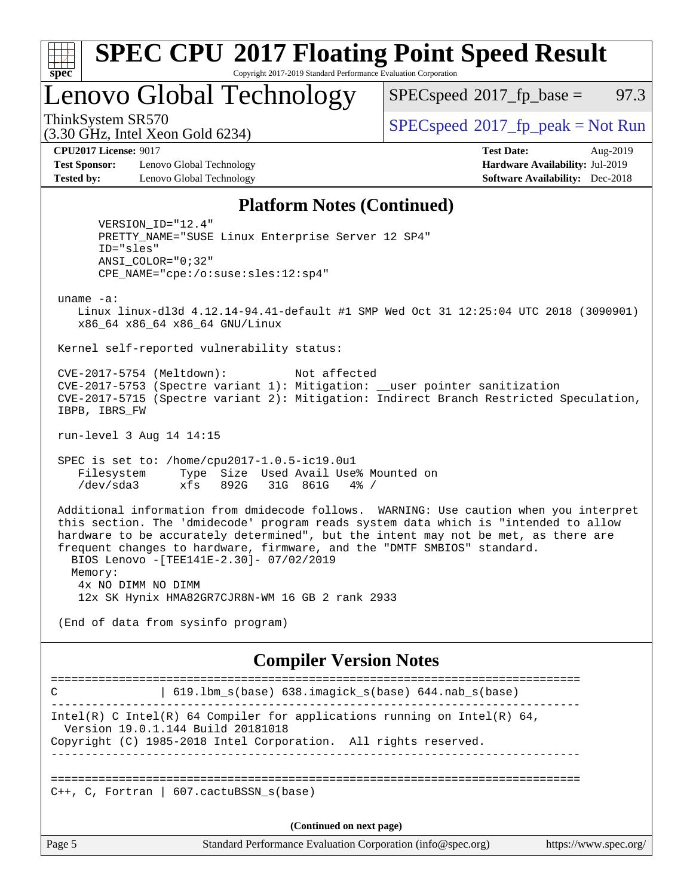# SPEC CPU 2017 Floating Point Speed Result

Copyright 2017-2019 Standard Performance Evaluation Corporation

## Lenovo Global Technology

ThinkSystem SR570
(3.30 GHz, Intel Xeon Gold 6234)

SPECspeed 2017_fp_base = 97.3

SPECspeed 2017_fp_peak = Not Run

**CPU2017 License:** 9017
**Test Sponsor:** Lenovo Global Technology
**Tested by:** Lenovo Global Technology

**Test Date:** Aug-2019
**Hardware Availability:** Jul-2019
**Software Availability:** Dec-2018

### Platform Notes (Continued)

```
      VERSION_ID="12.4"
      PRETTY_NAME="SUSE Linux Enterprise Server 12 SP4"
      ID="sles"
      ANSI_COLOR="0;32"
      CPE_NAME="cpe:/o:suse:sles:12:sp4"

 uname -a:
    Linux linux-dl3d 4.12.14-94.41-default #1 SMP Wed Oct 31 12:25:04 UTC 2018 (3090901)
    x86_64 x86_64 x86_64 GNU/Linux

 Kernel self-reported vulnerability status:

 CVE-2017-5754 (Meltdown):          Not affected
 CVE-2017-5753 (Spectre variant 1): Mitigation: __user pointer sanitization
 CVE-2017-5715 (Spectre variant 2): Mitigation: Indirect Branch Restricted Speculation,
 IBPB, IBRS_FW

 run-level 3 Aug 14 14:15

 SPEC is set to: /home/cpu2017-1.0.5-ic19.0u1
    Filesystem     Type  Size  Used Avail Use% Mounted on
    /dev/sda3      xfs   892G   31G  861G   4% /

 Additional information from dmidecode follows.  WARNING: Use caution when you interpret
 this section. The 'dmidecode' program reads system data which is "intended to allow
 hardware to be accurately determined", but the intent may not be met, as there are
 frequent changes to hardware, firmware, and the "DMTF SMBIOS" standard.
   BIOS Lenovo -[TEE141E-2.30]- 07/02/2019
   Memory:
    4x NO DIMM NO DIMM
    12x SK Hynix HMA82GR7CJR8N-WM 16 GB 2 rank 2933

 (End of data from sysinfo program)
```

### Compiler Version Notes

```
==============================================================================
C               | 619.lbm_s(base) 638.imagick_s(base) 644.nab_s(base)
------------------------------------------------------------------------------
Intel(R) C Intel(R) 64 Compiler for applications running on Intel(R) 64,
  Version 19.0.1.144 Build 20181018
Copyright (C) 1985-2018 Intel Corporation.  All rights reserved.
------------------------------------------------------------------------------

==============================================================================
C++, C, Fortran | 607.cactuBSSN_s(base)
```

(Continued on next page)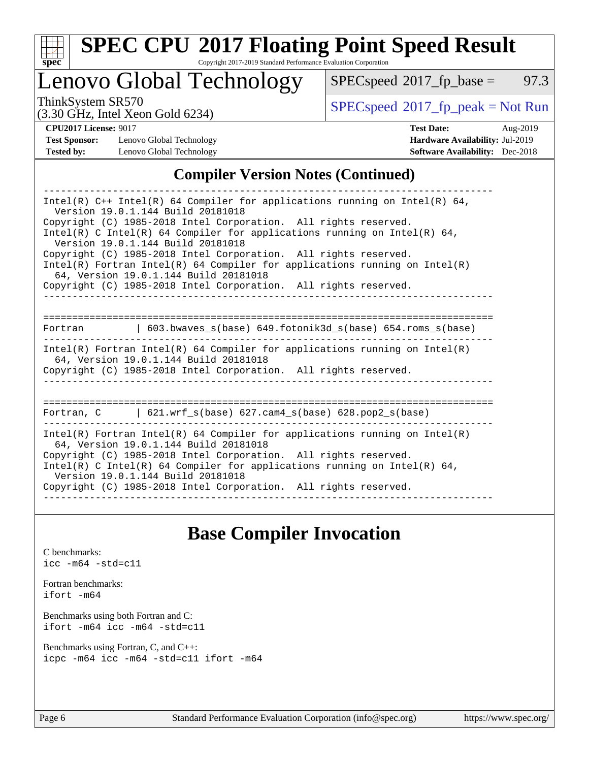# SPEC CPU 2017 Floating Point Speed Result

Copyright 2017-2019 Standard Performance Evaluation Corporation

## Lenovo Global Technology

ThinkSystem SR570
(3.30 GHz, Intel Xeon Gold 6234)

SPECspeed 2017_fp_base = 97.3

SPECspeed 2017_fp_peak = Not Run

**CPU2017 License:** 9017
**Test Sponsor:** Lenovo Global Technology
**Tested by:** Lenovo Global Technology

**Test Date:** Aug-2019
**Hardware Availability:** Jul-2019
**Software Availability:** Dec-2018

## Compiler Version Notes (Continued)

```
------------------------------------------------------------------------------
Intel(R) C++ Intel(R) 64 Compiler for applications running on Intel(R) 64,
  Version 19.0.1.144 Build 20181018
Copyright (C) 1985-2018 Intel Corporation.  All rights reserved.
Intel(R) C Intel(R) 64 Compiler for applications running on Intel(R) 64,
  Version 19.0.1.144 Build 20181018
Copyright (C) 1985-2018 Intel Corporation.  All rights reserved.
Intel(R) Fortran Intel(R) 64 Compiler for applications running on Intel(R)
  64, Version 19.0.1.144 Build 20181018
Copyright (C) 1985-2018 Intel Corporation.  All rights reserved.
------------------------------------------------------------------------------

==============================================================================
Fortran         | 603.bwaves_s(base) 649.fotonik3d_s(base) 654.roms_s(base)
------------------------------------------------------------------------------
Intel(R) Fortran Intel(R) 64 Compiler for applications running on Intel(R)
  64, Version 19.0.1.144 Build 20181018
Copyright (C) 1985-2018 Intel Corporation.  All rights reserved.
------------------------------------------------------------------------------

==============================================================================
Fortran, C      | 621.wrf_s(base) 627.cam4_s(base) 628.pop2_s(base)
------------------------------------------------------------------------------
Intel(R) Fortran Intel(R) 64 Compiler for applications running on Intel(R)
  64, Version 19.0.1.144 Build 20181018
Copyright (C) 1985-2018 Intel Corporation.  All rights reserved.
Intel(R) C Intel(R) 64 Compiler for applications running on Intel(R) 64,
  Version 19.0.1.144 Build 20181018
Copyright (C) 1985-2018 Intel Corporation.  All rights reserved.
------------------------------------------------------------------------------
```

## Base Compiler Invocation

C benchmarks:
`icc -m64 -std=c11`

Fortran benchmarks:
`ifort -m64`

Benchmarks using both Fortran and C:
`ifort -m64 icc -m64 -std=c11`

Benchmarks using Fortran, C, and C++:
`icpc -m64 icc -m64 -std=c11 ifort -m64`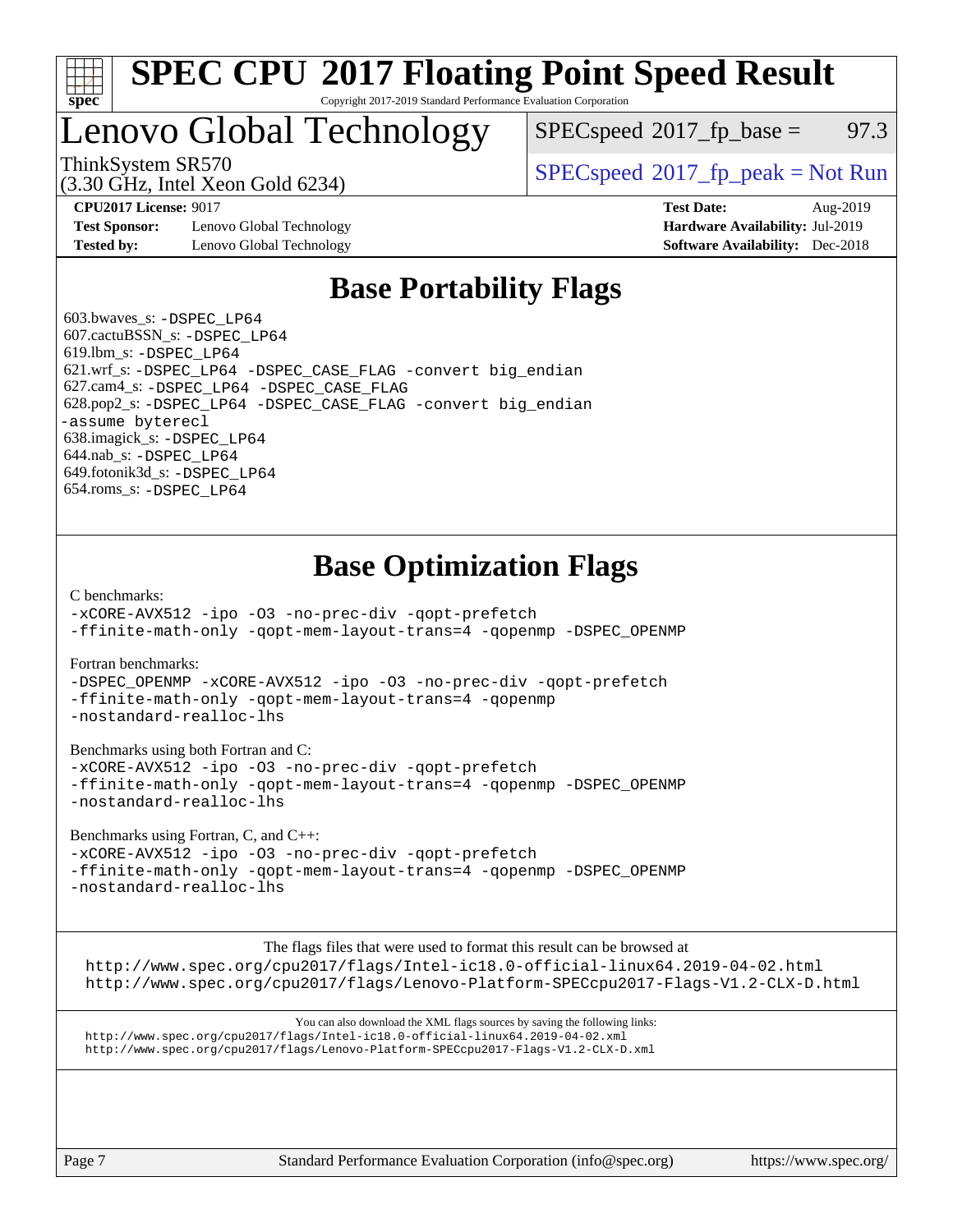# SPEC CPU 2017 Floating Point Speed Result

Copyright 2017-2019 Standard Performance Evaluation Corporation

## Lenovo Global Technology

ThinkSystem SR570
(3.30 GHz, Intel Xeon Gold 6234)

SPECspeed 2017_fp_base = 97.3

SPECspeed 2017_fp_peak = Not Run

**CPU2017 License:** 9017
**Test Sponsor:** Lenovo Global Technology
**Tested by:** Lenovo Global Technology

**Test Date:** Aug-2019
**Hardware Availability:** Jul-2019
**Software Availability:** Dec-2018

## Base Portability Flags

603.bwaves_s: -DSPEC_LP64
607.cactuBSSN_s: -DSPEC_LP64
619.lbm_s: -DSPEC_LP64
621.wrf_s: -DSPEC_LP64 -DSPEC_CASE_FLAG -convert big_endian
627.cam4_s: -DSPEC_LP64 -DSPEC_CASE_FLAG
628.pop2_s: -DSPEC_LP64 -DSPEC_CASE_FLAG -convert big_endian -assume byterecl
638.imagick_s: -DSPEC_LP64
644.nab_s: -DSPEC_LP64
649.fotonik3d_s: -DSPEC_LP64
654.roms_s: -DSPEC_LP64

## Base Optimization Flags

C benchmarks:
-xCORE-AVX512 -ipo -O3 -no-prec-div -qopt-prefetch
-ffinite-math-only -qopt-mem-layout-trans=4 -qopenmp -DSPEC_OPENMP

Fortran benchmarks:
-DSPEC_OPENMP -xCORE-AVX512 -ipo -O3 -no-prec-div -qopt-prefetch
-ffinite-math-only -qopt-mem-layout-trans=4 -qopenmp
-nostandard-realloc-lhs

Benchmarks using both Fortran and C:
-xCORE-AVX512 -ipo -O3 -no-prec-div -qopt-prefetch
-ffinite-math-only -qopt-mem-layout-trans=4 -qopenmp -DSPEC_OPENMP
-nostandard-realloc-lhs

Benchmarks using Fortran, C, and C++:
-xCORE-AVX512 -ipo -O3 -no-prec-div -qopt-prefetch
-ffinite-math-only -qopt-mem-layout-trans=4 -qopenmp -DSPEC_OPENMP
-nostandard-realloc-lhs

The flags files that were used to format this result can be browsed at
http://www.spec.org/cpu2017/flags/Intel-ic18.0-official-linux64.2019-04-02.html
http://www.spec.org/cpu2017/flags/Lenovo-Platform-SPECcpu2017-Flags-V1.2-CLX-D.html

You can also download the XML flags sources by saving the following links:
http://www.spec.org/cpu2017/flags/Intel-ic18.0-official-linux64.2019-04-02.xml
http://www.spec.org/cpu2017/flags/Lenovo-Platform-SPECcpu2017-Flags-V1.2-CLX-D.xml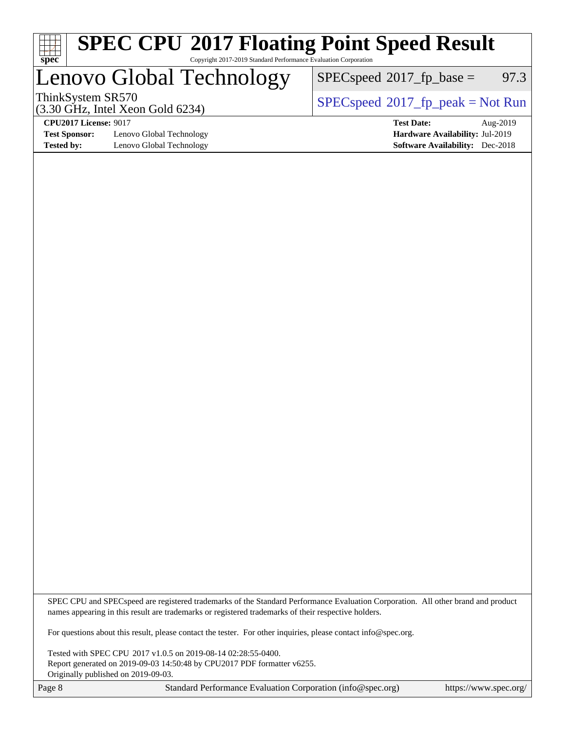SPEC CPU and SPECspeed are registered trademarks of the Standard Performance Evaluation Corporation. All other brand and product names appearing in this result are trademarks or registered trademarks of their respective holders.

For questions about this result, please contact the tester. For other inquiries, please contact info@spec.org.

Tested with SPEC CPU 2017 v1.0.5 on 2019-08-14 02:28:55-0400.
Report generated on 2019-09-03 14:50:48 by CPU2017 PDF formatter v6255.
Originally published on 2019-09-03.